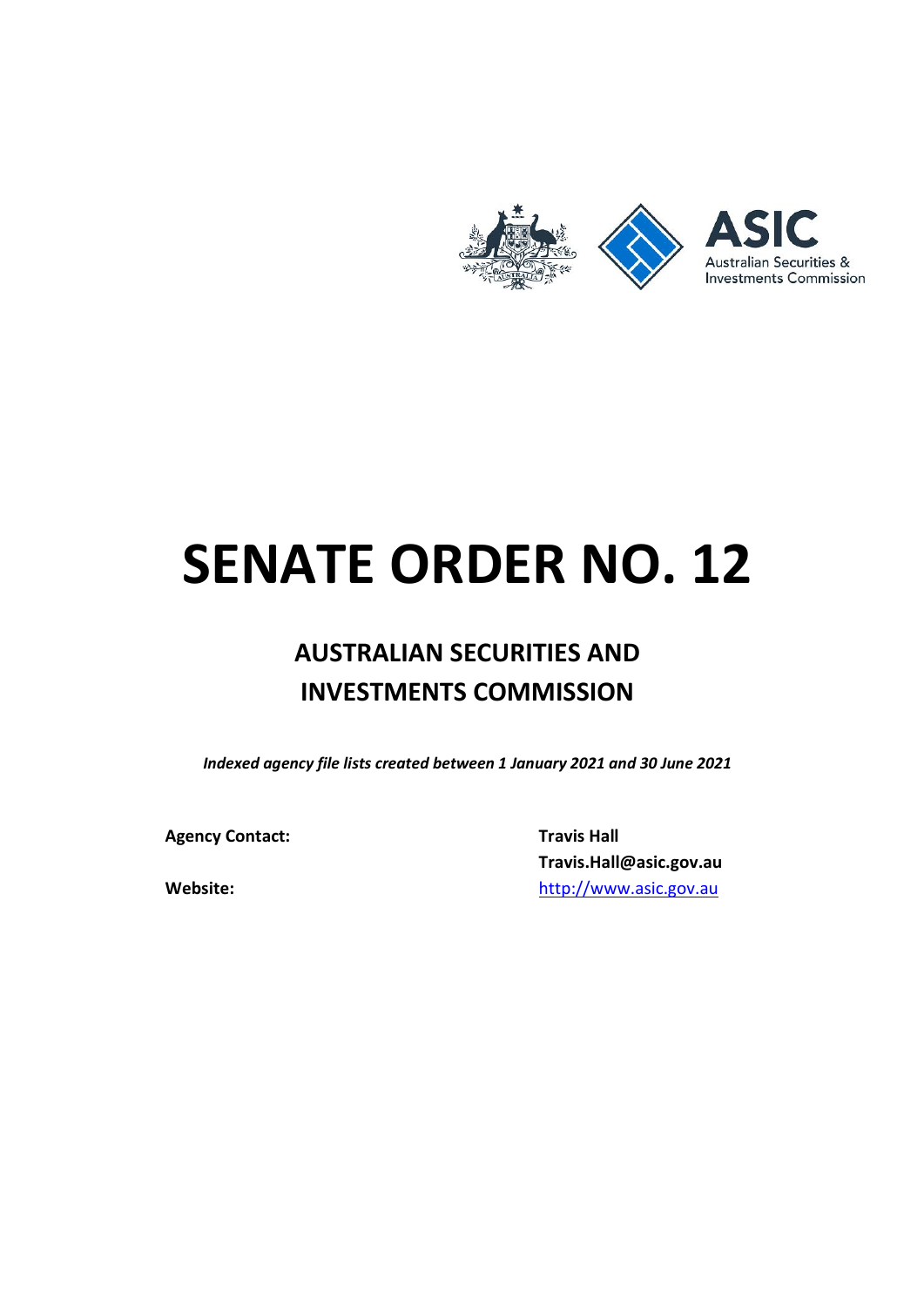# SENATE ORDER NO. 12

## AUSTRALIAN SECURITIES AND INVESTMENTS COMMISSION

*Indexed agency file lists created between 1 January 2021 and 30 June 2021*

**Agency Contact:** **Travis Hall**
**Travis.Hall@asic.gov.au**

**Website:** http://www.asic.gov.au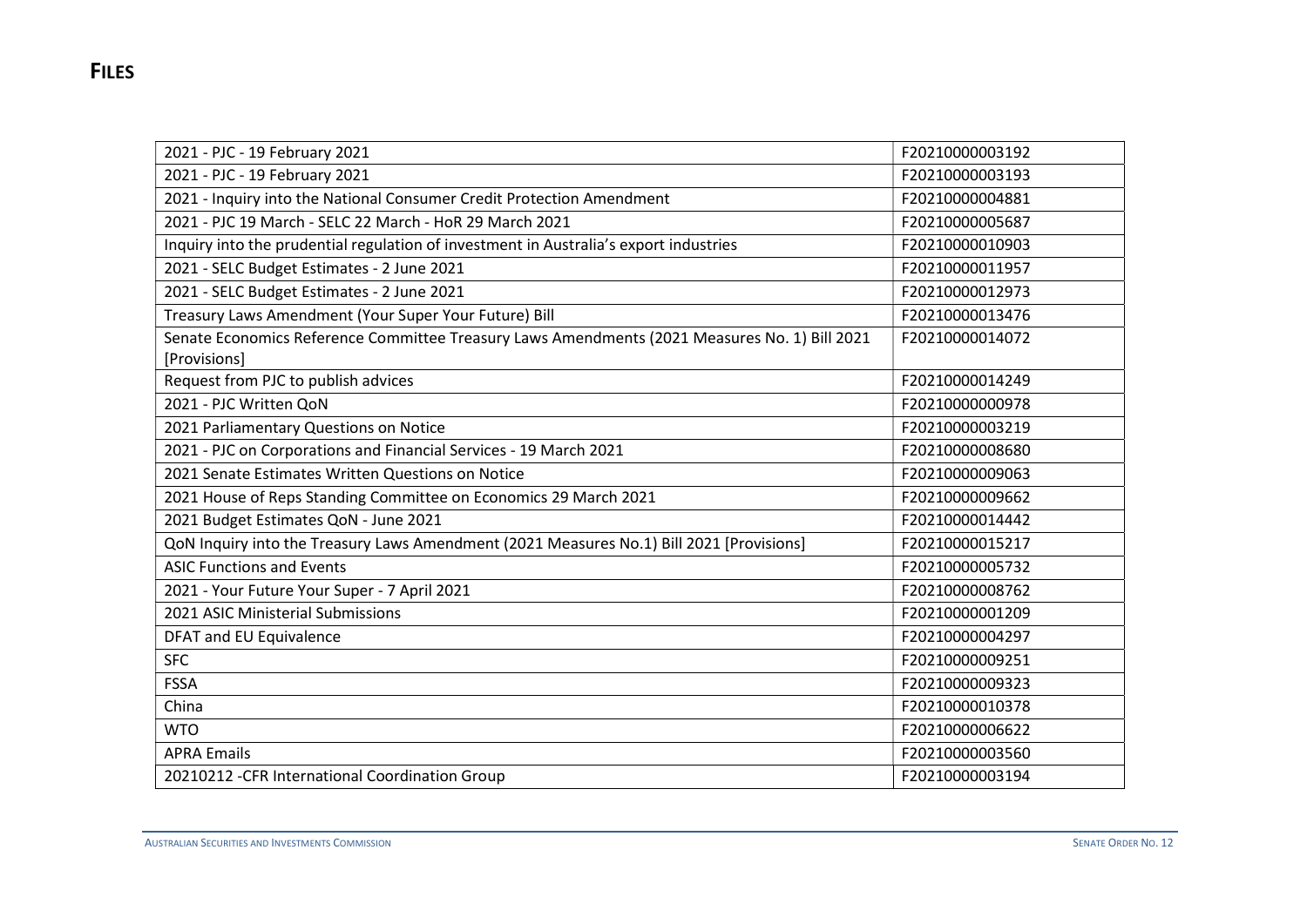## FILES

| | |
|---|---|
| 2021 - PJC - 19 February 2021 | F20210000003192 |
| 2021 - PJC - 19 February 2021 | F20210000003193 |
| 2021 - Inquiry into the National Consumer Credit Protection Amendment | F20210000004881 |
| 2021 - PJC 19 March - SELC 22 March - HoR 29 March 2021 | F20210000005687 |
| Inquiry into the prudential regulation of investment in Australia's export industries | F20210000010903 |
| 2021 - SELC Budget Estimates - 2 June 2021 | F20210000011957 |
| 2021 - SELC Budget Estimates - 2 June 2021 | F20210000012973 |
| Treasury Laws Amendment (Your Super Your Future) Bill | F20210000013476 |
| Senate Economics Reference Committee Treasury Laws Amendments (2021 Measures No. 1) Bill 2021 [Provisions] | F20210000014072 |
| Request from PJC to publish advices | F20210000014249 |
| 2021 - PJC Written QoN | F20210000000978 |
| 2021 Parliamentary Questions on Notice | F20210000003219 |
| 2021 - PJC on Corporations and Financial Services - 19 March 2021 | F20210000008680 |
| 2021 Senate Estimates Written Questions on Notice | F20210000009063 |
| 2021 House of Reps Standing Committee on Economics 29 March 2021 | F20210000009662 |
| 2021 Budget Estimates QoN - June 2021 | F20210000014442 |
| QoN Inquiry into the Treasury Laws Amendment (2021 Measures No.1) Bill 2021 [Provisions] | F20210000015217 |
| ASIC Functions and Events | F20210000005732 |
| 2021 - Your Future Your Super - 7 April 2021 | F20210000008762 |
| 2021 ASIC Ministerial Submissions | F20210000001209 |
| DFAT and EU Equivalence | F20210000004297 |
| SFC | F20210000009251 |
| FSSA | F20210000009323 |
| China | F20210000010378 |
| WTO | F20210000006622 |
| APRA Emails | F20210000003560 |
| 20210212 -CFR International Coordination Group | F20210000003194 |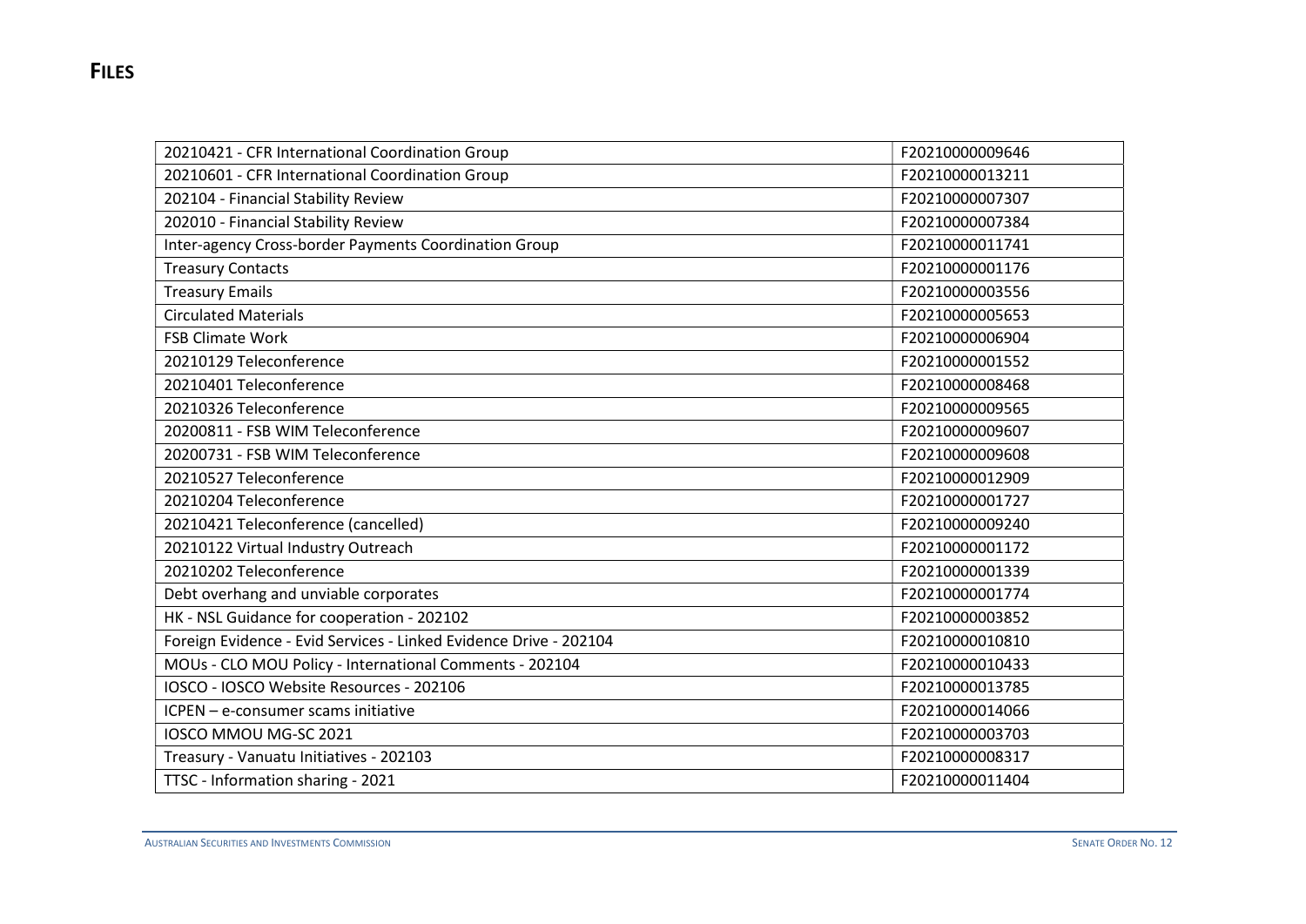## FILES

| | |
|---|---|
| 20210421 - CFR International Coordination Group | F20210000009646 |
| 20210601 - CFR International Coordination Group | F20210000013211 |
| 202104 - Financial Stability Review | F20210000007307 |
| 202010 - Financial Stability Review | F20210000007384 |
| Inter-agency Cross-border Payments Coordination Group | F20210000011741 |
| Treasury Contacts | F20210000001176 |
| Treasury Emails | F20210000003556 |
| Circulated Materials | F20210000005653 |
| FSB Climate Work | F20210000006904 |
| 20210129 Teleconference | F20210000001552 |
| 20210401 Teleconference | F20210000008468 |
| 20210326 Teleconference | F20210000009565 |
| 20200811 - FSB WIM Teleconference | F20210000009607 |
| 20200731 - FSB WIM Teleconference | F20210000009608 |
| 20210527 Teleconference | F20210000012909 |
| 20210204 Teleconference | F20210000001727 |
| 20210421 Teleconference (cancelled) | F20210000009240 |
| 20210122 Virtual Industry Outreach | F20210000001172 |
| 20210202 Teleconference | F20210000001339 |
| Debt overhang and unviable corporates | F20210000001774 |
| HK - NSL Guidance for cooperation - 202102 | F20210000003852 |
| Foreign Evidence - Evid Services - Linked Evidence Drive - 202104 | F20210000010810 |
| MOUs - CLO MOU Policy - International Comments - 202104 | F20210000010433 |
| IOSCO - IOSCO Website Resources - 202106 | F20210000013785 |
| ICPEN – e-consumer scams initiative | F20210000014066 |
| IOSCO MMOU MG-SC 2021 | F20210000003703 |
| Treasury - Vanuatu Initiatives - 202103 | F20210000008317 |
| TTSC - Information sharing - 2021 | F20210000011404 |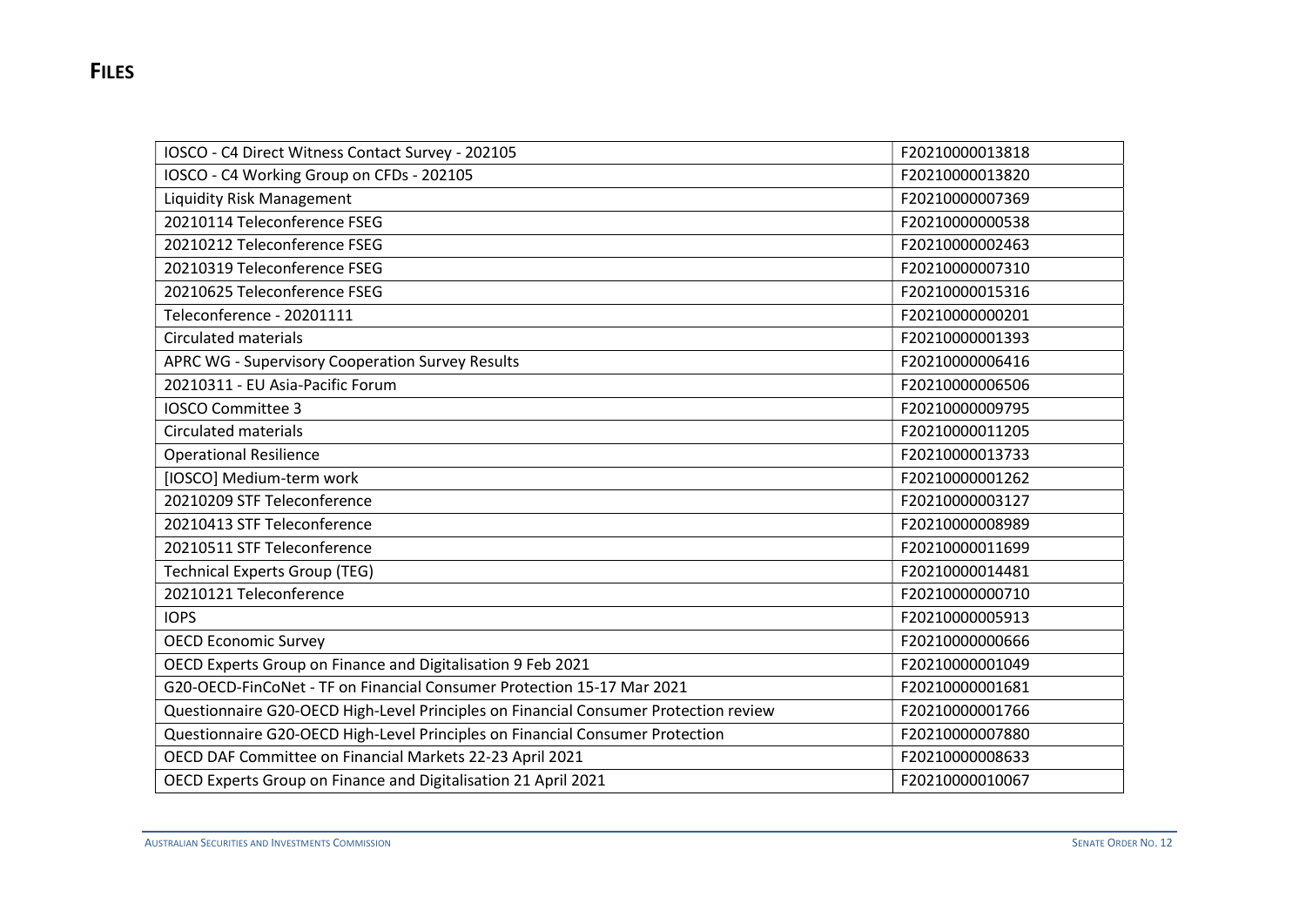## FILES

| | |
|---|---|
| IOSCO - C4 Direct Witness Contact Survey - 202105 | F20210000013818 |
| IOSCO - C4 Working Group on CFDs - 202105 | F20210000013820 |
| Liquidity Risk Management | F20210000007369 |
| 20210114 Teleconference FSEG | F20210000000538 |
| 20210212 Teleconference FSEG | F20210000002463 |
| 20210319 Teleconference FSEG | F20210000007310 |
| 20210625 Teleconference FSEG | F20210000015316 |
| Teleconference - 20201111 | F20210000000201 |
| Circulated materials | F20210000001393 |
| APRC WG - Supervisory Cooperation Survey Results | F20210000006416 |
| 20210311 - EU Asia-Pacific Forum | F20210000006506 |
| IOSCO Committee 3 | F20210000009795 |
| Circulated materials | F20210000011205 |
| Operational Resilience | F20210000013733 |
| [IOSCO] Medium-term work | F20210000001262 |
| 20210209 STF Teleconference | F20210000003127 |
| 20210413 STF Teleconference | F20210000008989 |
| 20210511 STF Teleconference | F20210000011699 |
| Technical Experts Group (TEG) | F20210000014481 |
| 20210121 Teleconference | F20210000000710 |
| IOPS | F20210000005913 |
| OECD Economic Survey | F20210000000666 |
| OECD Experts Group on Finance and Digitalisation 9 Feb 2021 | F20210000001049 |
| G20-OECD-FinCoNet - TF on Financial Consumer Protection 15-17 Mar 2021 | F20210000001681 |
| Questionnaire G20-OECD High-Level Principles on Financial Consumer Protection review | F20210000001766 |
| Questionnaire G20-OECD High-Level Principles on Financial Consumer Protection | F20210000007880 |
| OECD DAF Committee on Financial Markets 22-23 April 2021 | F20210000008633 |
| OECD Experts Group on Finance and Digitalisation 21 April 2021 | F20210000010067 |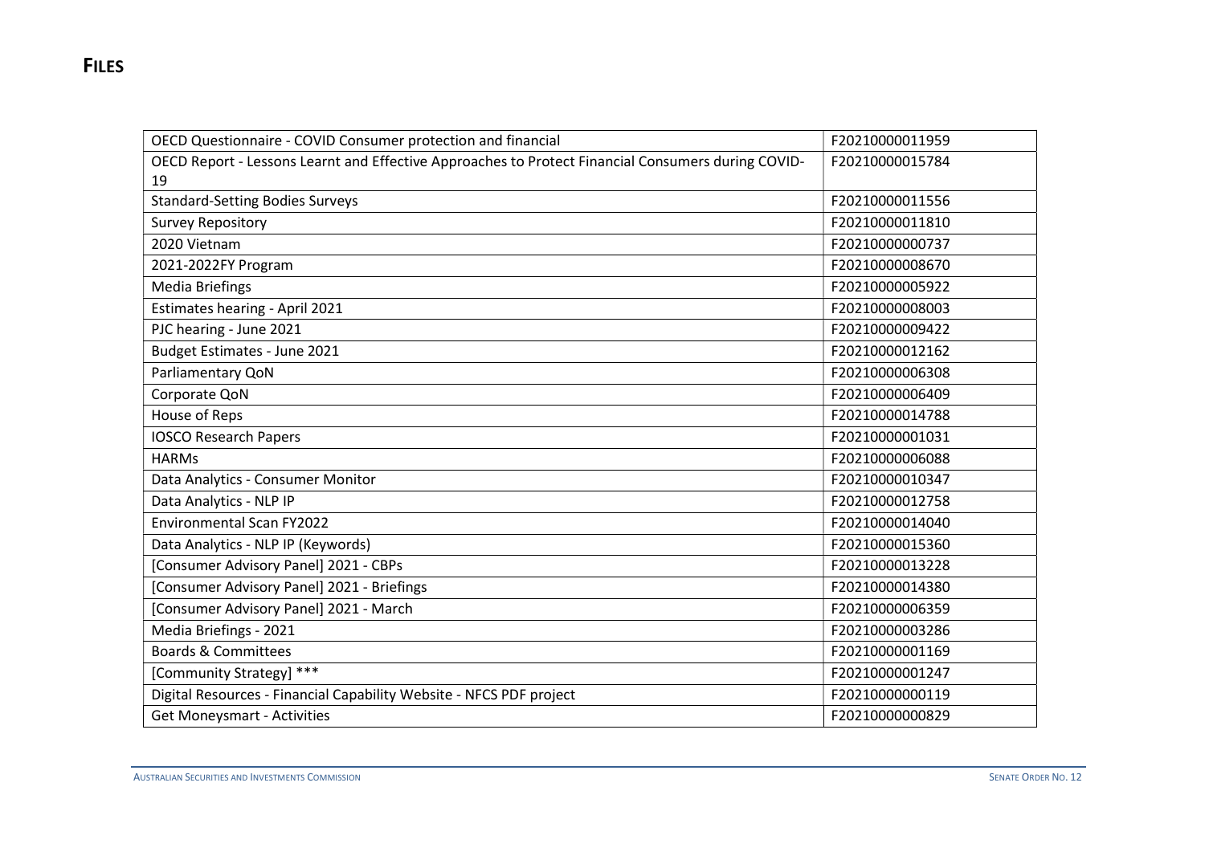## FILES

| | |
|---|---|
| OECD Questionnaire - COVID Consumer protection and financial | F20210000011959 |
| OECD Report - Lessons Learnt and Effective Approaches to Protect Financial Consumers during COVID-19 | F20210000015784 |
| Standard-Setting Bodies Surveys | F20210000011556 |
| Survey Repository | F20210000011810 |
| 2020 Vietnam | F20210000000737 |
| 2021-2022FY Program | F20210000008670 |
| Media Briefings | F20210000005922 |
| Estimates hearing - April 2021 | F20210000008003 |
| PJC hearing - June 2021 | F20210000009422 |
| Budget Estimates - June 2021 | F20210000012162 |
| Parliamentary QoN | F20210000006308 |
| Corporate QoN | F20210000006409 |
| House of Reps | F20210000014788 |
| IOSCO Research Papers | F20210000001031 |
| HARMs | F20210000006088 |
| Data Analytics - Consumer Monitor | F20210000010347 |
| Data Analytics - NLP IP | F20210000012758 |
| Environmental Scan FY2022 | F20210000014040 |
| Data Analytics - NLP IP (Keywords) | F20210000015360 |
| [Consumer Advisory Panel] 2021 - CBPs | F20210000013228 |
| [Consumer Advisory Panel] 2021 - Briefings | F20210000014380 |
| [Consumer Advisory Panel] 2021 - March | F20210000006359 |
| Media Briefings - 2021 | F20210000003286 |
| Boards & Committees | F20210000001169 |
| [Community Strategy] *** | F20210000001247 |
| Digital Resources - Financial Capability Website - NFCS PDF project | F20210000000119 |
| Get Moneysmart - Activities | F20210000000829 |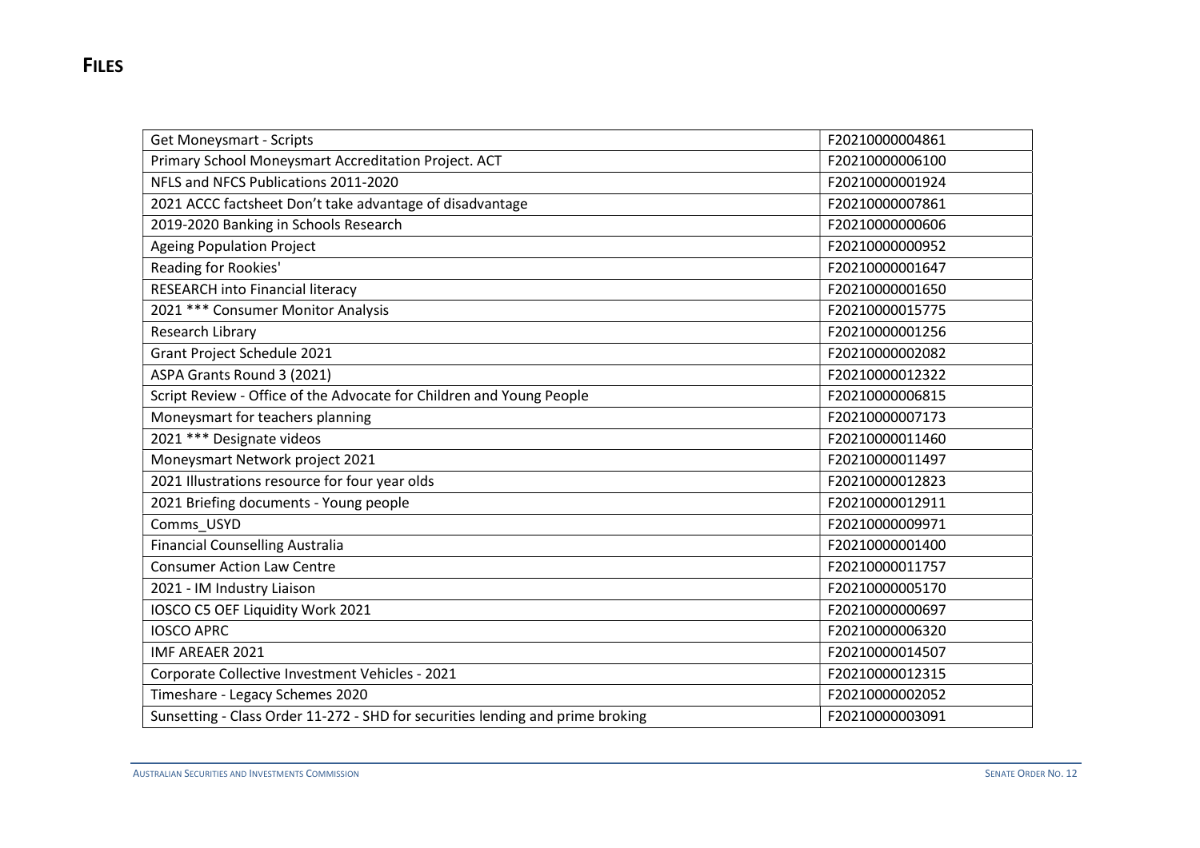# FILES

| | |
|---|---|
| Get Moneysmart - Scripts | F20210000004861 |
| Primary School Moneysmart Accreditation Project. ACT | F20210000006100 |
| NFLS and NFCS Publications 2011-2020 | F20210000001924 |
| 2021 ACCC factsheet Don't take advantage of disadvantage | F20210000007861 |
| 2019-2020 Banking in Schools Research | F20210000000606 |
| Ageing Population Project | F20210000000952 |
| Reading for Rookies' | F20210000001647 |
| RESEARCH into Financial literacy | F20210000001650 |
| 2021 *** Consumer Monitor Analysis | F20210000015775 |
| Research Library | F20210000001256 |
| Grant Project Schedule 2021 | F20210000002082 |
| ASPA Grants Round 3 (2021) | F20210000012322 |
| Script Review - Office of the Advocate for Children and Young People | F20210000006815 |
| Moneysmart for teachers planning | F20210000007173 |
| 2021 *** Designate videos | F20210000011460 |
| Moneysmart Network project 2021 | F20210000011497 |
| 2021 Illustrations resource for four year olds | F20210000012823 |
| 2021 Briefing documents - Young people | F20210000012911 |
| Comms_USYD | F20210000009971 |
| Financial Counselling Australia | F20210000001400 |
| Consumer Action Law Centre | F20210000011757 |
| 2021 - IM Industry Liaison | F20210000005170 |
| IOSCO C5 OEF Liquidity Work 2021 | F20210000000697 |
| IOSCO APRC | F20210000006320 |
| IMF AREAER 2021 | F20210000014507 |
| Corporate Collective Investment Vehicles - 2021 | F20210000012315 |
| Timeshare - Legacy Schemes 2020 | F20210000002052 |
| Sunsetting - Class Order 11-272 - SHD for securities lending and prime broking | F20210000003091 |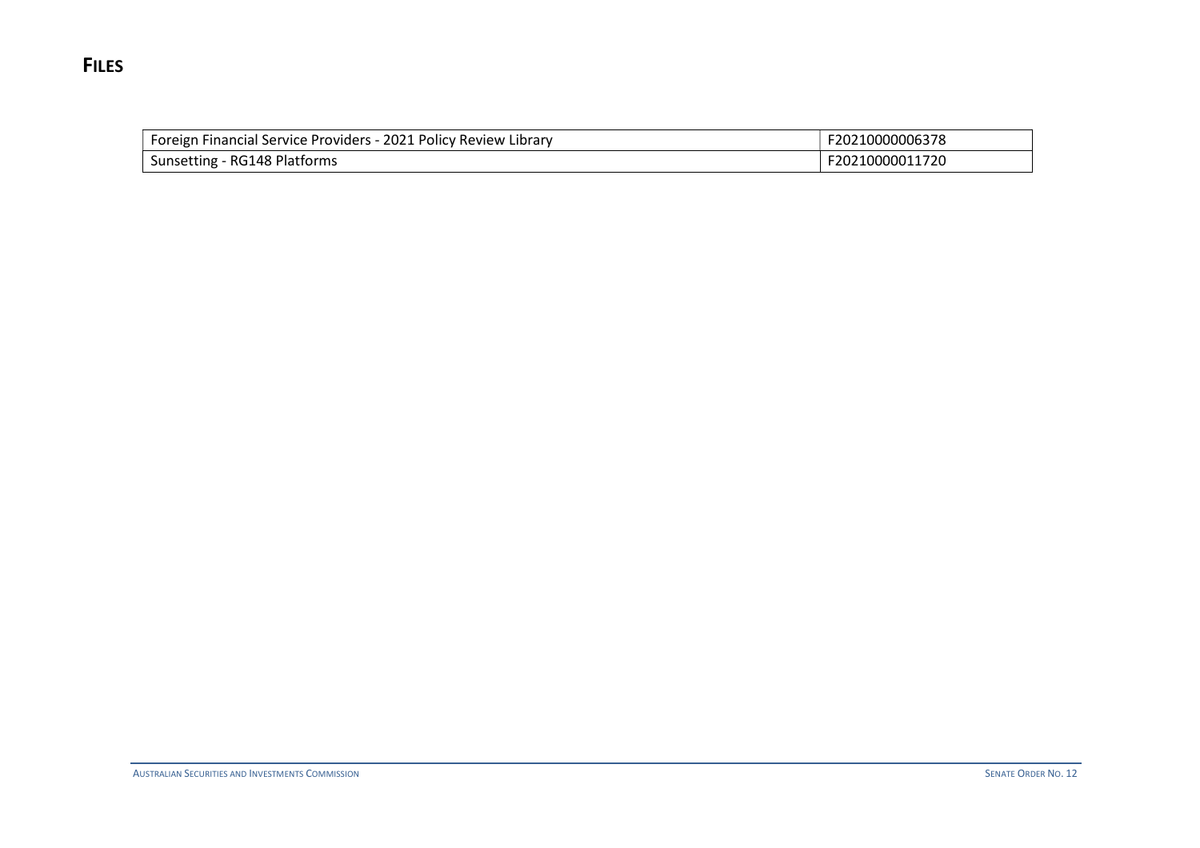## FILES

| | |
|---|---|
| Foreign Financial Service Providers - 2021 Policy Review Library | F20210000006378 |
| Sunsetting - RG148 Platforms | F20210000011720 |